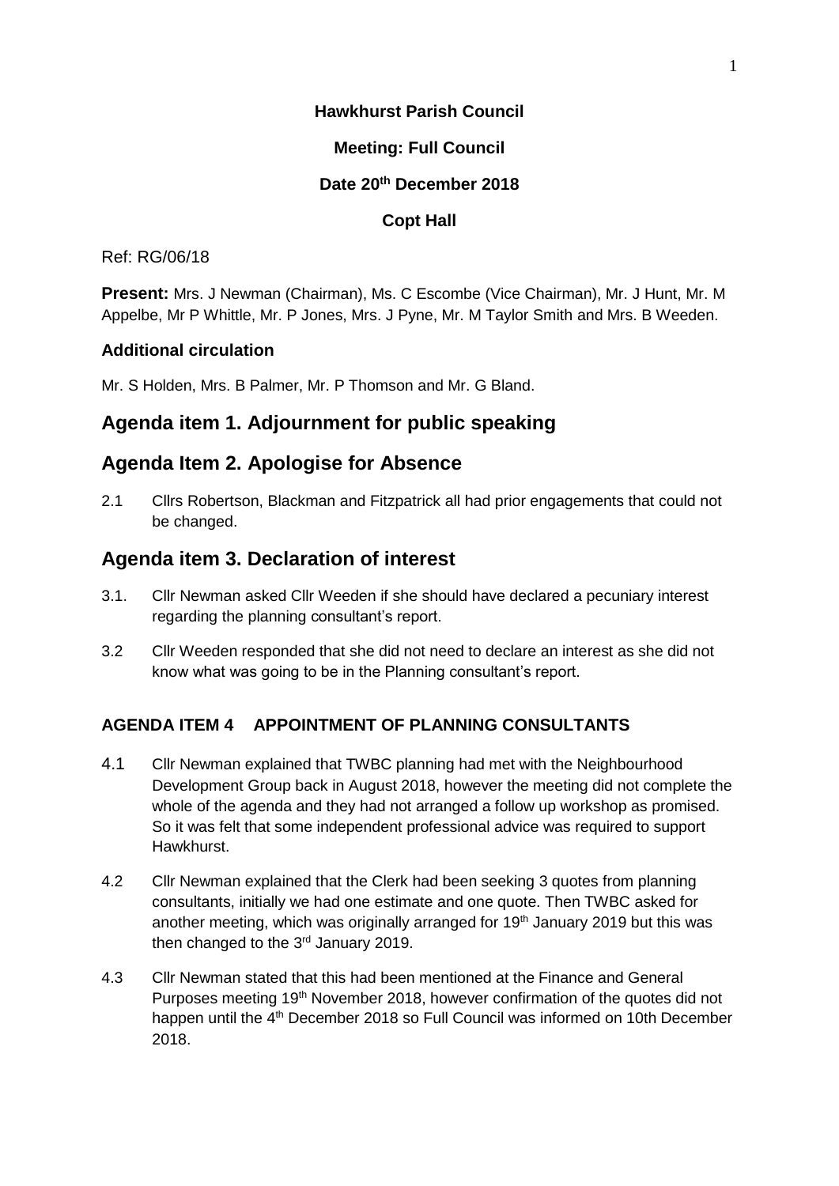**Hawkhurst Parish Council**

**Meeting: Full Council**

**Date 20th December 2018**

**Copt Hall**

Ref: RG/06/18

**Present:** Mrs. J Newman (Chairman), Ms. C Escombe (Vice Chairman), Mr. J Hunt, Mr. M Appelbe, Mr P Whittle, Mr. P Jones, Mrs. J Pyne, Mr. M Taylor Smith and Mrs. B Weeden.

### Additional circulation

Mr. S Holden, Mrs. B Palmer, Mr. P Thomson and Mr. G Bland.

## Agenda item 1. Adjournment for public speaking

## Agenda Item 2. Apologise for Absence

2.1 Cllrs Robertson, Blackman and Fitzpatrick all had prior engagements that could not be changed.

## Agenda item 3. Declaration of interest

3.1. Cllr Newman asked Cllr Weeden if she should have declared a pecuniary interest regarding the planning consultant's report.

3.2 Cllr Weeden responded that she did not need to declare an interest as she did not know what was going to be in the Planning consultant's report.

### AGENDA ITEM 4 APPOINTMENT OF PLANNING CONSULTANTS

4.1 Cllr Newman explained that TWBC planning had met with the Neighbourhood Development Group back in August 2018, however the meeting did not complete the whole of the agenda and they had not arranged a follow up workshop as promised. So it was felt that some independent professional advice was required to support Hawkhurst.

4.2 Cllr Newman explained that the Clerk had been seeking 3 quotes from planning consultants, initially we had one estimate and one quote. Then TWBC asked for another meeting, which was originally arranged for 19th January 2019 but this was then changed to the 3rd January 2019.

4.3 Cllr Newman stated that this had been mentioned at the Finance and General Purposes meeting 19th November 2018, however confirmation of the quotes did not happen until the 4th December 2018 so Full Council was informed on 10th December 2018.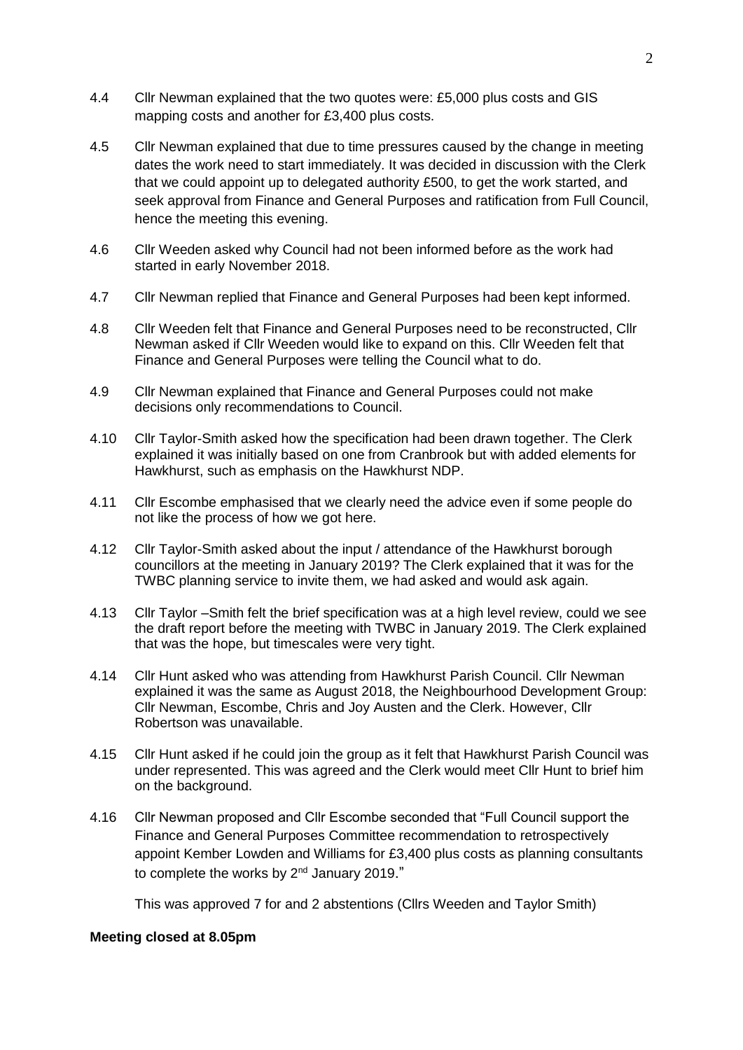4.4 Cllr Newman explained that the two quotes were: £5,000 plus costs and GIS mapping costs and another for £3,400 plus costs.

4.5 Cllr Newman explained that due to time pressures caused by the change in meeting dates the work need to start immediately. It was decided in discussion with the Clerk that we could appoint up to delegated authority £500, to get the work started, and seek approval from Finance and General Purposes and ratification from Full Council, hence the meeting this evening.

4.6 Cllr Weeden asked why Council had not been informed before as the work had started in early November 2018.

4.7 Cllr Newman replied that Finance and General Purposes had been kept informed.

4.8 Cllr Weeden felt that Finance and General Purposes need to be reconstructed, Cllr Newman asked if Cllr Weeden would like to expand on this. Cllr Weeden felt that Finance and General Purposes were telling the Council what to do.

4.9 Cllr Newman explained that Finance and General Purposes could not make decisions only recommendations to Council.

4.10 Cllr Taylor-Smith asked how the specification had been drawn together. The Clerk explained it was initially based on one from Cranbrook but with added elements for Hawkhurst, such as emphasis on the Hawkhurst NDP.

4.11 Cllr Escombe emphasised that we clearly need the advice even if some people do not like the process of how we got here.

4.12 Cllr Taylor-Smith asked about the input / attendance of the Hawkhurst borough councillors at the meeting in January 2019? The Clerk explained that it was for the TWBC planning service to invite them, we had asked and would ask again.

4.13 Cllr Taylor –Smith felt the brief specification was at a high level review, could we see the draft report before the meeting with TWBC in January 2019. The Clerk explained that was the hope, but timescales were very tight.

4.14 Cllr Hunt asked who was attending from Hawkhurst Parish Council. Cllr Newman explained it was the same as August 2018, the Neighbourhood Development Group: Cllr Newman, Escombe, Chris and Joy Austen and the Clerk. However, Cllr Robertson was unavailable.

4.15 Cllr Hunt asked if he could join the group as it felt that Hawkhurst Parish Council was under represented. This was agreed and the Clerk would meet Cllr Hunt to brief him on the background.

4.16 Cllr Newman proposed and Cllr Escombe seconded that "Full Council support the Finance and General Purposes Committee recommendation to retrospectively appoint Kember Lowden and Williams for £3,400 plus costs as planning consultants to complete the works by 2nd January 2019."

This was approved 7 for and 2 abstentions (Cllrs Weeden and Taylor Smith)

**Meeting closed at 8.05pm**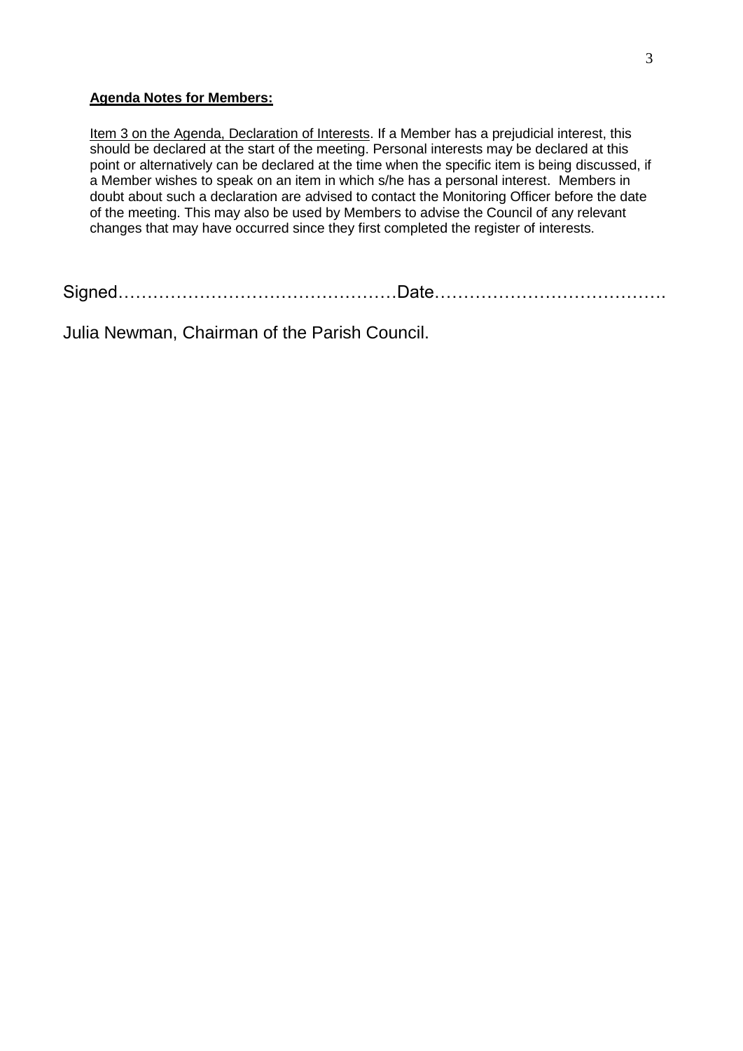**Agenda Notes for Members:**

Item 3 on the Agenda, Declaration of Interests. If a Member has a prejudicial interest, this should be declared at the start of the meeting. Personal interests may be declared at this point or alternatively can be declared at the time when the specific item is being discussed, if a Member wishes to speak on an item in which s/he has a personal interest. Members in doubt about such a declaration are advised to contact the Monitoring Officer before the date of the meeting. This may also be used by Members to advise the Council of any relevant changes that may have occurred since they first completed the register of interests.

Signed…………………………………………Date………………………………….

Julia Newman, Chairman of the Parish Council.